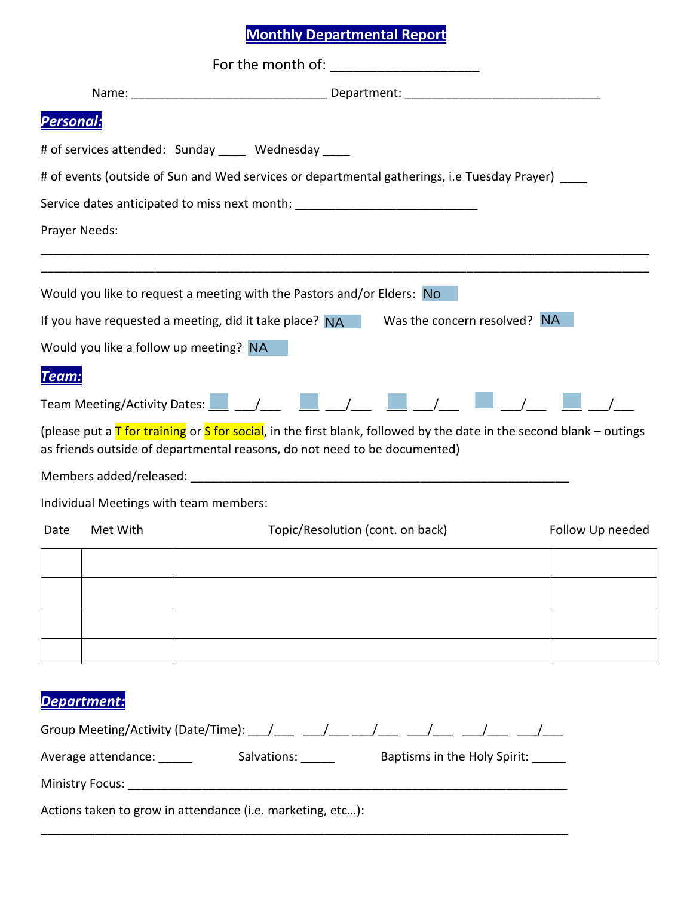# Monthly Departmental Report

For the month of: ____________________

Name: ____________________________ Department: ____________________________

## *Personal:*

# of services attended: Sunday ____ Wednesday ____

# of events (outside of Sun and Wed services or departmental gatherings, i.e Tuesday Prayer) ____

Service dates anticipated to miss next month: __________________________

Prayer Needs:

______________________________________________________________________________________

______________________________________________________________________________________

Would you like to request a meeting with the Pastors and/or Elders: No

If you have requested a meeting, did it take place? NA Was the concern resolved? NA

Would you like a follow up meeting? NA

## *Team:*

Team Meeting/Activity Dates: ___ ___/___ ___ ___/___ ___ ___/___ ___ ___/___ ___ ___/___

(please put a T for training or S for social, in the first blank, followed by the date in the second blank – outings as friends outside of departmental reasons, do not need to be documented)

Members added/released: ______________________________________________________

Individual Meetings with team members:

| Date | Met With | Topic/Resolution (cont. on back) | Follow Up needed |
|---|---|---|---|
| | | | |
| | | | |
| | | | |
| | | | |

## *Department:*

Group Meeting/Activity (Date/Time): ___/___ ___/___ ___/___ ___/___ ___/___ ___/___

Average attendance: _____ Salvations: _____ Baptisms in the Holy Spirit: _____

Ministry Focus: __________________________________________________________________

Actions taken to grow in attendance (i.e. marketing, etc…):

______________________________________________________________________________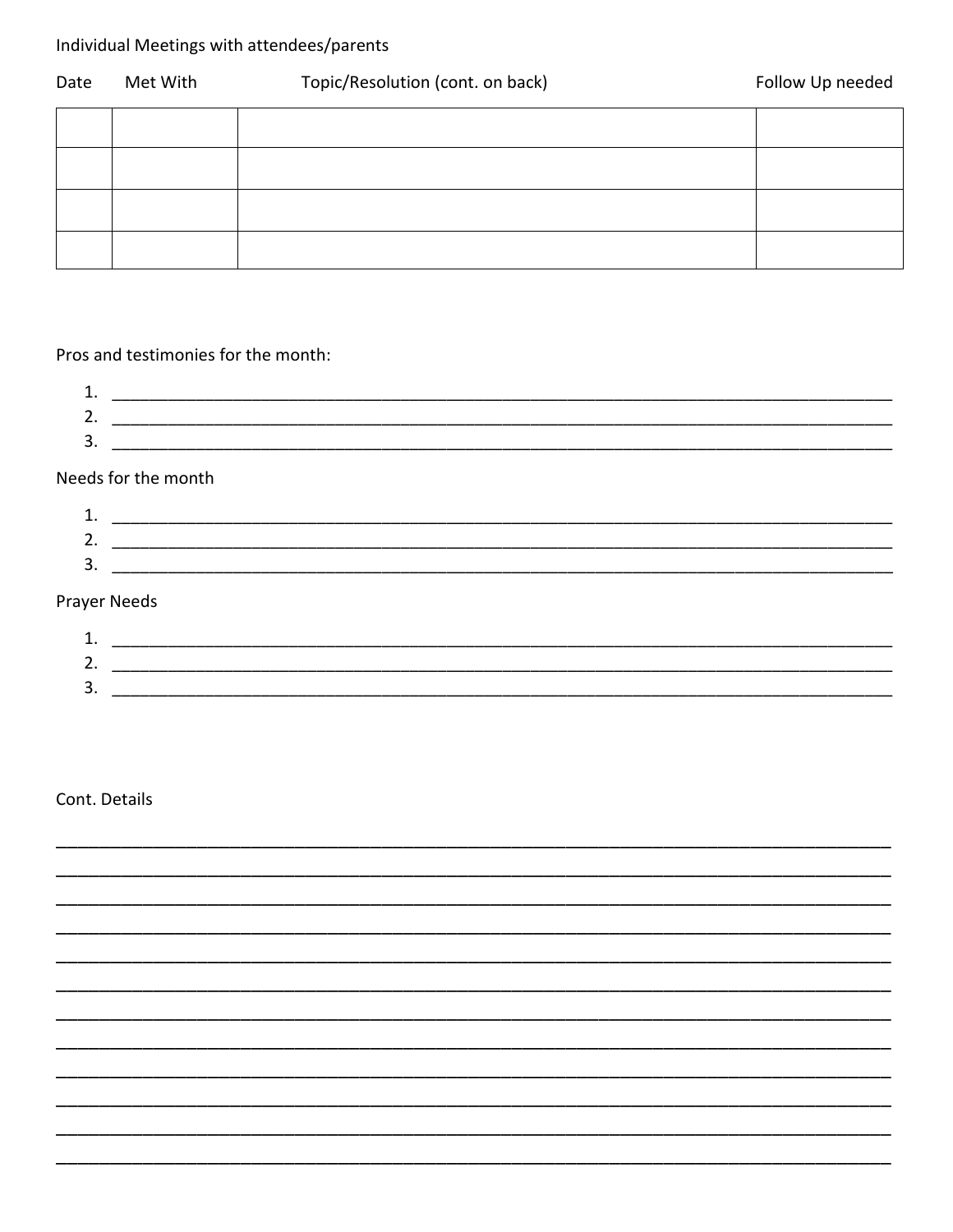Individual Meetings with attendees/parents

| Date | Met With | Topic/Resolution (cont. on back) | Follow Up needed |
|---|---|---|---|
| | | | |
| | | | |
| | | | |
| | | | |

Pros and testimonies for the month:

1. ______________________________________________________________________________
2. ______________________________________________________________________________
3. ______________________________________________________________________________

Needs for the month

1. ______________________________________________________________________________
2. ______________________________________________________________________________
3. ______________________________________________________________________________

Prayer Needs

1. ______________________________________________________________________________
2. ______________________________________________________________________________
3. ______________________________________________________________________________

Cont. Details

_________________________________________________________________________________

_________________________________________________________________________________

_________________________________________________________________________________

_________________________________________________________________________________

_________________________________________________________________________________

_________________________________________________________________________________

_________________________________________________________________________________

_________________________________________________________________________________

_________________________________________________________________________________

_________________________________________________________________________________

_________________________________________________________________________________

_________________________________________________________________________________